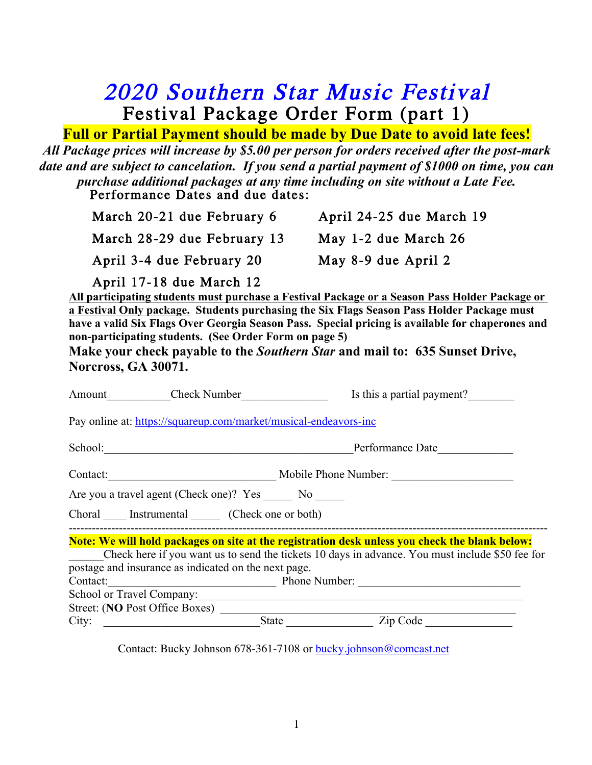# *2020 Southern Star Music Festival*

## Festival Package Order Form (part 1)

**Full or Partial Payment should be made by Due Date to avoid late fees!**

***All Package prices will increase by $5.00 per person for orders received after the post-mark date and are subject to cancelation. If you send a partial payment of $1000 on time, you can purchase additional packages at any time including on site without a Late Fee.***

Performance Dates and due dates:

| | |
|---|---|
| March 20-21 due February 6 | April 24-25 due March 19 |
| March 28-29 due February 13 | May 1-2 due March 26 |
| April 3-4 due February 20 | May 8-9 due April 2 |
| April 17-18 due March 12 | |

**All participating students must purchase a Festival Package or a Season Pass Holder Package or a Festival Only package. Students purchasing the Six Flags Season Pass Holder Package must have a valid Six Flags Over Georgia Season Pass. Special pricing is available for chaperones and non-participating students. (See Order Form on page 5)**

**Make your check payable to the *Southern Star* and mail to: 635 Sunset Drive, Norcross, GA 30071.**

Amount___________Check Number_______________ Is this a partial payment?________

Pay online at: https://squareup.com/market/musical-endeavors-inc

School:____________________________________________Performance Date_____________

Contact:_____________________________ Mobile Phone Number: ____________________

Are you a travel agent (Check one)? Yes _____ No _____

Choral ____ Instrumental _____ (Check one or both)

---

**Note: We will hold packages on site at the registration desk unless you check the blank below:**

______Check here if you want us to send the tickets 10 days in advance. You must include $50 fee for postage and insurance as indicated on the next page.

Contact:_____________________________ Phone Number: ___________________________

School or Travel Company:______________________________________________________

Street: (**NO** Post Office Boxes) ______________________________________________

City: ___________________________State ______________ Zip Code _______________

Contact: Bucky Johnson 678-361-7108 or bucky.johnson@comcast.net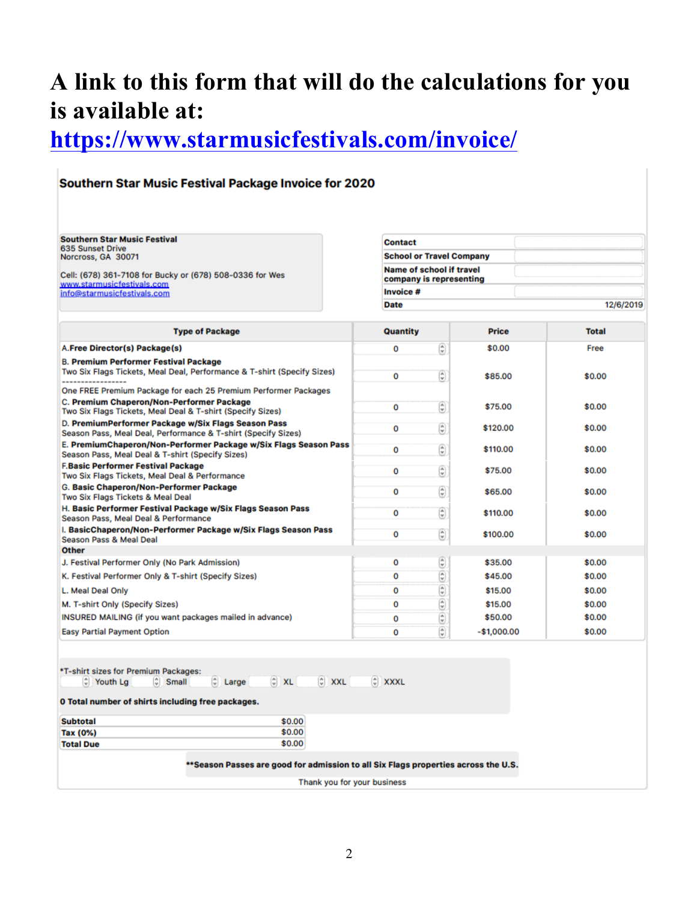# A link to this form that will do the calculations for you is available at: https://www.starmusicfestivals.com/invoice/

## Southern Star Music Festival Package Invoice for 2020

**Southern Star Music Festival**
635 Sunset Drive
Norcross, GA 30071

Cell: (678) 361-7108 for Bucky or (678) 508-0336 for Wes
www.starmusicfestivals.com
info@starmusicfestivals.com

| | |
|---|---|
| **Contact** | |
| **School or Travel Company** | |
| **Name of school if travel company is representing** | |
| **Invoice #** | |
| **Date** | 12/6/2019 |

| Type of Package | Quantity | Price | Total |
|---|---|---|---|
| **A.Free Director(s) Package(s)** | 0 | $0.00 | Free |
| **B. Premium Performer Festival Package** Two Six Flags Tickets, Meal Deal, Performance & T-shirt (Specify Sizes) ------------------ One FREE Premium Package for each 25 Premium Performer Packages | 0 | $85.00 | $0.00 |
| **C. Premium Chaperon/Non-Performer Package** Two Six Flags Tickets, Meal Deal & T-shirt (Specify Sizes) | 0 | $75.00 | $0.00 |
| **D. PremiumPerformer Package w/Six Flags Season Pass** Season Pass, Meal Deal, Performance & T-shirt (Specify Sizes) | 0 | $120.00 | $0.00 |
| **E. PremiumChaperon/Non-Performer Package w/Six Flags Season Pass** Season Pass, Meal Deal & T-shirt (Specify Sizes) | 0 | $110.00 | $0.00 |
| **F.Basic Performer Festival Package** Two Six Flags Tickets, Meal Deal & Performance | 0 | $75.00 | $0.00 |
| **G. Basic Chaperon/Non-Performer Package** Two Six Flags Tickets & Meal Deal | 0 | $65.00 | $0.00 |
| **H. Basic Performer Festival Package w/Six Flags Season Pass** Season Pass, Meal Deal & Performance | 0 | $110.00 | $0.00 |
| **I. BasicChaperon/Non-Performer Package w/Six Flags Season Pass** Season Pass & Meal Deal | 0 | $100.00 | $0.00 |
| **Other** | | | |
| J. Festival Performer Only (No Park Admission) | 0 | $35.00 | $0.00 |
| K. Festival Performer Only & T-shirt (Specify Sizes) | 0 | $45.00 | $0.00 |
| L. Meal Deal Only | 0 | $15.00 | $0.00 |
| M. T-shirt Only (Specify Sizes) | 0 | $15.00 | $0.00 |
| INSURED MAILING (if you want packages mailed in advance) | 0 | $50.00 | $0.00 |
| Easy Partial Payment Option | 0 | -$1,000.00 | $0.00 |

*T-shirt sizes for Premium Packages:
Youth Lg | Small | Large | XL | XXL | XXXL

**0 Total number of shirts including free packages.**

| | |
|---|---|
| **Subtotal** | $0.00 |
| **Tax (0%)** | $0.00 |
| **Total Due** | $0.00 |

****Season Passes are good for admission to all Six Flags properties across the U.S.**

Thank you for your business